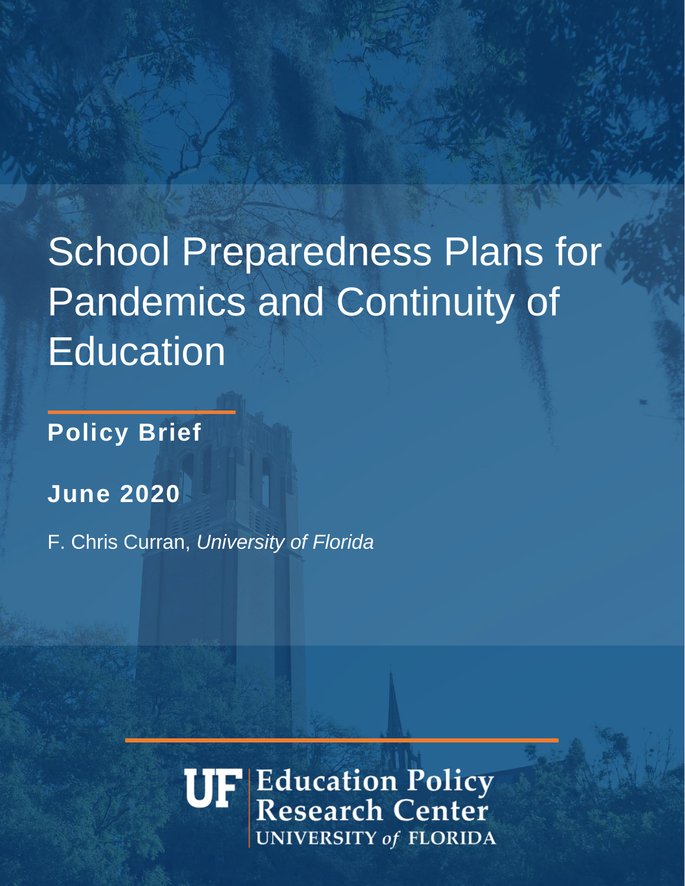# School Preparedness Plans for Pandemics and Continuity of Education

**Policy Brief**

**June 2020**

F. Chris Curran, *University of Florida*

UF Education Policy Research Center
UNIVERSITY *of* FLORIDA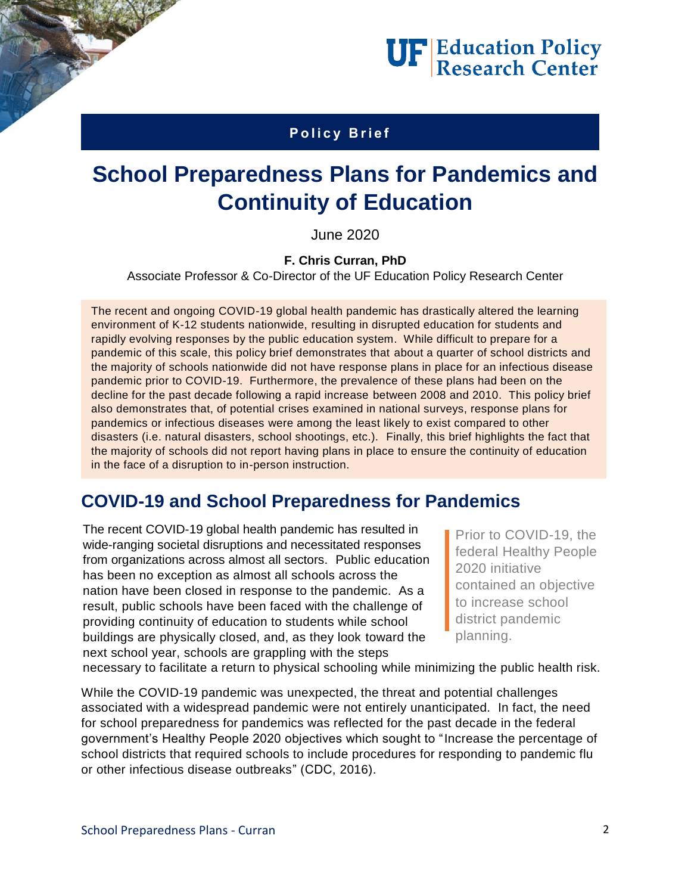**Policy Brief**

# School Preparedness Plans for Pandemics and Continuity of Education

June 2020

**F. Chris Curran, PhD**

Associate Professor & Co-Director of the UF Education Policy Research Center

The recent and ongoing COVID-19 global health pandemic has drastically altered the learning environment of K-12 students nationwide, resulting in disrupted education for students and rapidly evolving responses by the public education system. While difficult to prepare for a pandemic of this scale, this policy brief demonstrates that about a quarter of school districts and the majority of schools nationwide did not have response plans in place for an infectious disease pandemic prior to COVID-19. Furthermore, the prevalence of these plans had been on the decline for the past decade following a rapid increase between 2008 and 2010. This policy brief also demonstrates that, of potential crises examined in national surveys, response plans for pandemics or infectious diseases were among the least likely to exist compared to other disasters (i.e. natural disasters, school shootings, etc.). Finally, this brief highlights the fact that the majority of schools did not report having plans in place to ensure the continuity of education in the face of a disruption to in-person instruction.

## COVID-19 and School Preparedness for Pandemics

The recent COVID-19 global health pandemic has resulted in wide-ranging societal disruptions and necessitated responses from organizations across almost all sectors. Public education has been no exception as almost all schools across the nation have been closed in response to the pandemic. As a result, public schools have been faced with the challenge of providing continuity of education to students while school buildings are physically closed, and, as they look toward the next school year, schools are grappling with the steps necessary to facilitate a return to physical schooling while minimizing the public health risk.

> Prior to COVID-19, the federal Healthy People 2020 initiative contained an objective to increase school district pandemic planning.

While the COVID-19 pandemic was unexpected, the threat and potential challenges associated with a widespread pandemic were not entirely unanticipated. In fact, the need for school preparedness for pandemics was reflected for the past decade in the federal government's Healthy People 2020 objectives which sought to "Increase the percentage of school districts that required schools to include procedures for responding to pandemic flu or other infectious disease outbreaks" (CDC, 2016).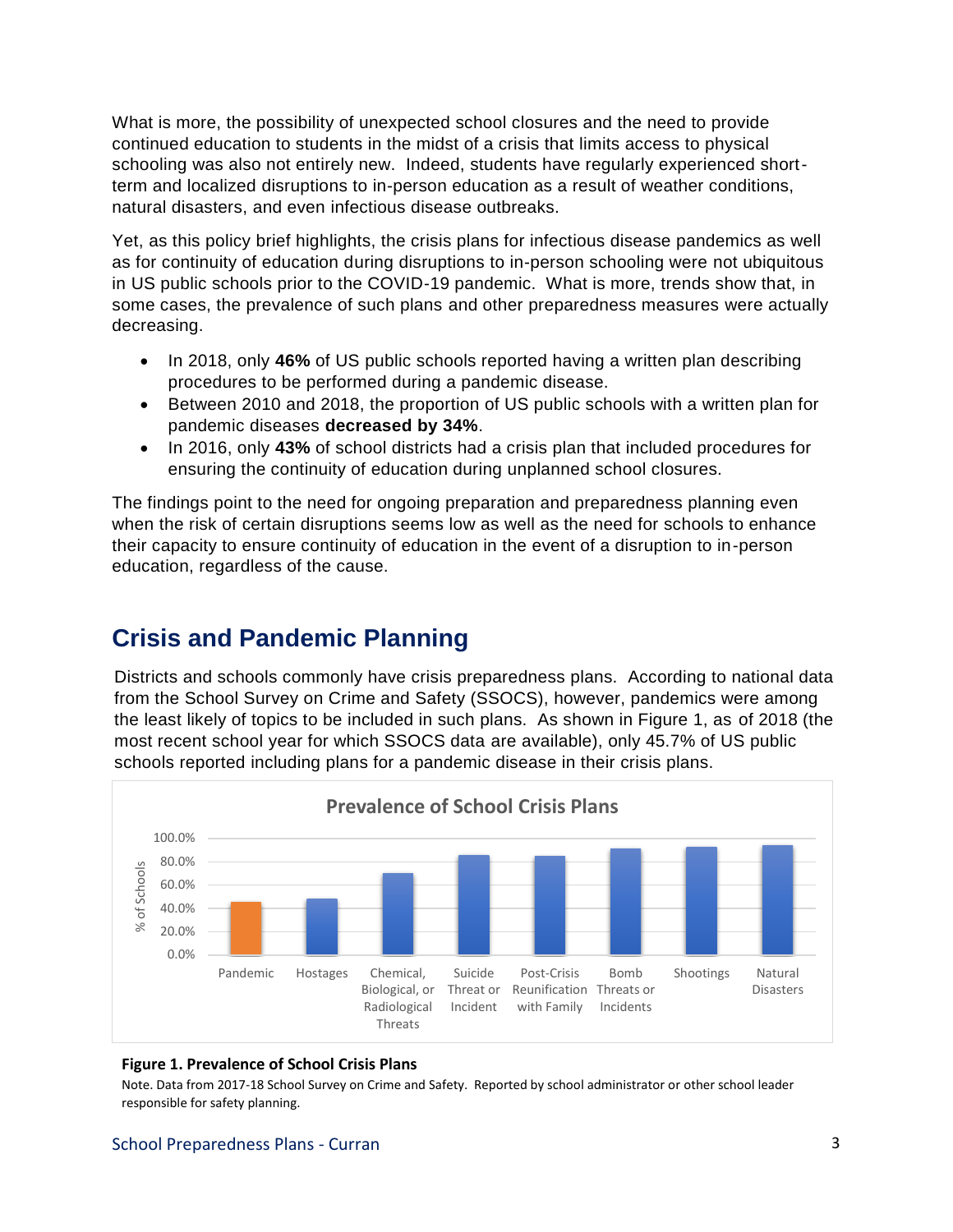What is more, the possibility of unexpected school closures and the need to provide continued education to students in the midst of a crisis that limits access to physical schooling was also not entirely new. Indeed, students have regularly experienced short-term and localized disruptions to in-person education as a result of weather conditions, natural disasters, and even infectious disease outbreaks.

Yet, as this policy brief highlights, the crisis plans for infectious disease pandemics as well as for continuity of education during disruptions to in-person schooling were not ubiquitous in US public schools prior to the COVID-19 pandemic. What is more, trends show that, in some cases, the prevalence of such plans and other preparedness measures were actually decreasing.

- In 2018, only **46%** of US public schools reported having a written plan describing procedures to be performed during a pandemic disease.
- Between 2010 and 2018, the proportion of US public schools with a written plan for pandemic diseases **decreased by 34%**.
- In 2016, only **43%** of school districts had a crisis plan that included procedures for ensuring the continuity of education during unplanned school closures.

The findings point to the need for ongoing preparation and preparedness planning even when the risk of certain disruptions seems low as well as the need for schools to enhance their capacity to ensure continuity of education in the event of a disruption to in-person education, regardless of the cause.

## Crisis and Pandemic Planning

Districts and schools commonly have crisis preparedness plans. According to national data from the School Survey on Crime and Safety (SSOCS), however, pandemics were among the least likely of topics to be included in such plans. As shown in Figure 1, as of 2018 (the most recent school year for which SSOCS data are available), only 45.7% of US public schools reported including plans for a pandemic disease in their crisis plans.

**Prevalence of School Crisis Plans**

Y-axis: % of Schools (0.0%–100.0%)

Categories: Pandemic, Hostages, Chemical, Biological, or Radiological Threats, Suicide Threat or Incident, Post-Crisis Reunification with Family, Bomb Threats or Incidents, Shootings, Natural Disasters

**Figure 1. Prevalence of School Crisis Plans**

Note. Data from 2017-18 School Survey on Crime and Safety. Reported by school administrator or other school leader responsible for safety planning.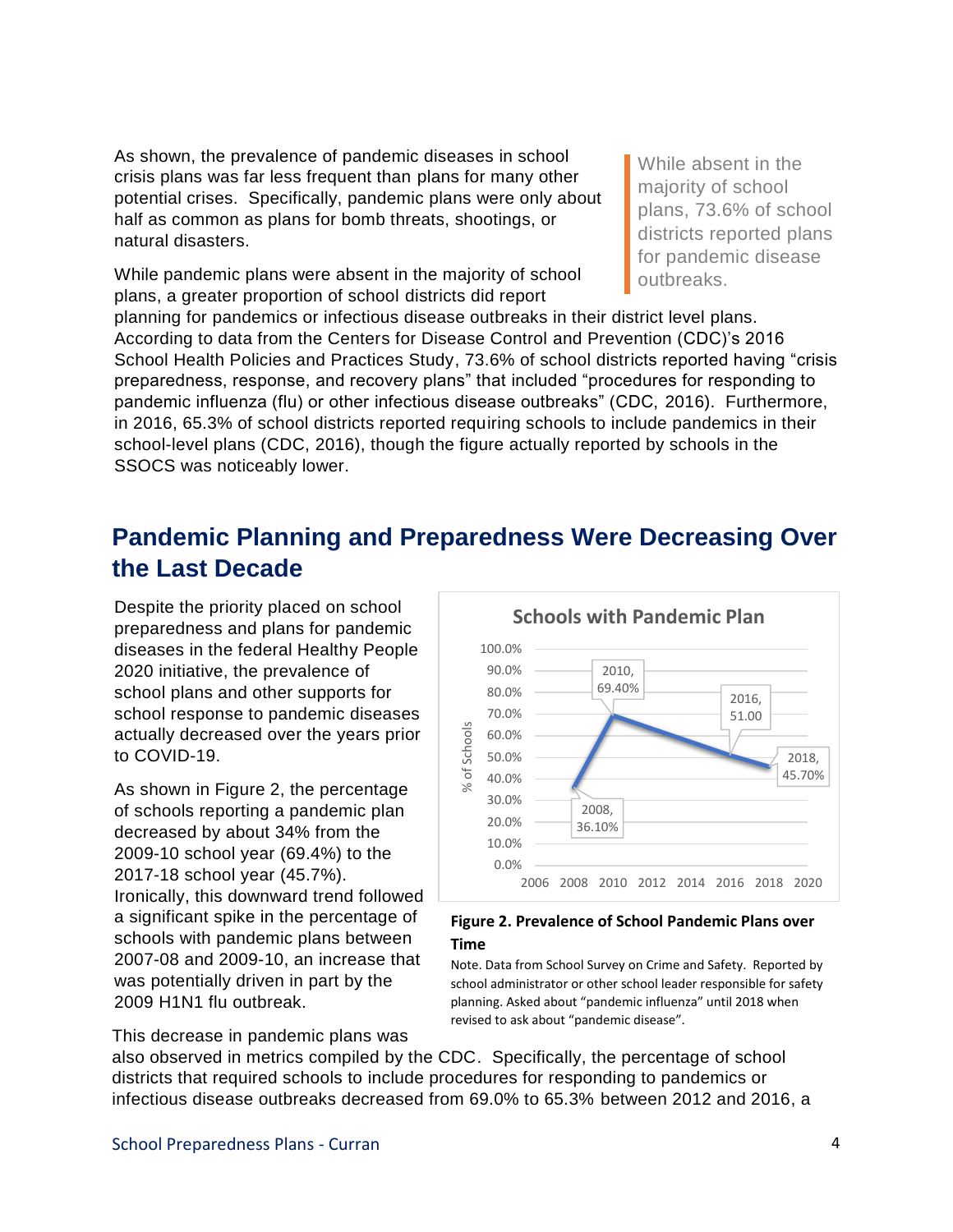As shown, the prevalence of pandemic diseases in school crisis plans was far less frequent than plans for many other potential crises. Specifically, pandemic plans were only about half as common as plans for bomb threats, shootings, or natural disasters.

> While absent in the majority of school plans, 73.6% of school districts reported plans for pandemic disease outbreaks.

While pandemic plans were absent in the majority of school plans, a greater proportion of school districts did report planning for pandemics or infectious disease outbreaks in their district level plans. According to data from the Centers for Disease Control and Prevention (CDC)'s 2016 School Health Policies and Practices Study, 73.6% of school districts reported having "crisis preparedness, response, and recovery plans" that included "procedures for responding to pandemic influenza (flu) or other infectious disease outbreaks" (CDC, 2016). Furthermore, in 2016, 65.3% of school districts reported requiring schools to include pandemics in their school-level plans (CDC, 2016), though the figure actually reported by schools in the SSOCS was noticeably lower.

## Pandemic Planning and Preparedness Were Decreasing Over the Last Decade

Despite the priority placed on school preparedness and plans for pandemic diseases in the federal Healthy People 2020 initiative, the prevalence of school plans and other supports for school response to pandemic diseases actually decreased over the years prior to COVID-19.

As shown in Figure 2, the percentage of schools reporting a pandemic plan decreased by about 34% from the 2009-10 school year (69.4%) to the 2017-18 school year (45.7%). Ironically, this downward trend followed a significant spike in the percentage of schools with pandemic plans between 2007-08 and 2009-10, an increase that was potentially driven in part by the 2009 H1N1 flu outbreak.

**Schools with Pandemic Plan**

| Year | % of Schools |
|---|---|
| 2008 | 36.10% |
| 2010 | 69.40% |
| 2016 | 51.00 |
| 2018 | 45.70% |

**Figure 2. Prevalence of School Pandemic Plans over Time**

Note. Data from School Survey on Crime and Safety. Reported by school administrator or other school leader responsible for safety planning. Asked about "pandemic influenza" until 2018 when revised to ask about "pandemic disease".

This decrease in pandemic plans was also observed in metrics compiled by the CDC. Specifically, the percentage of school districts that required schools to include procedures for responding to pandemics or infectious disease outbreaks decreased from 69.0% to 65.3% between 2012 and 2016, a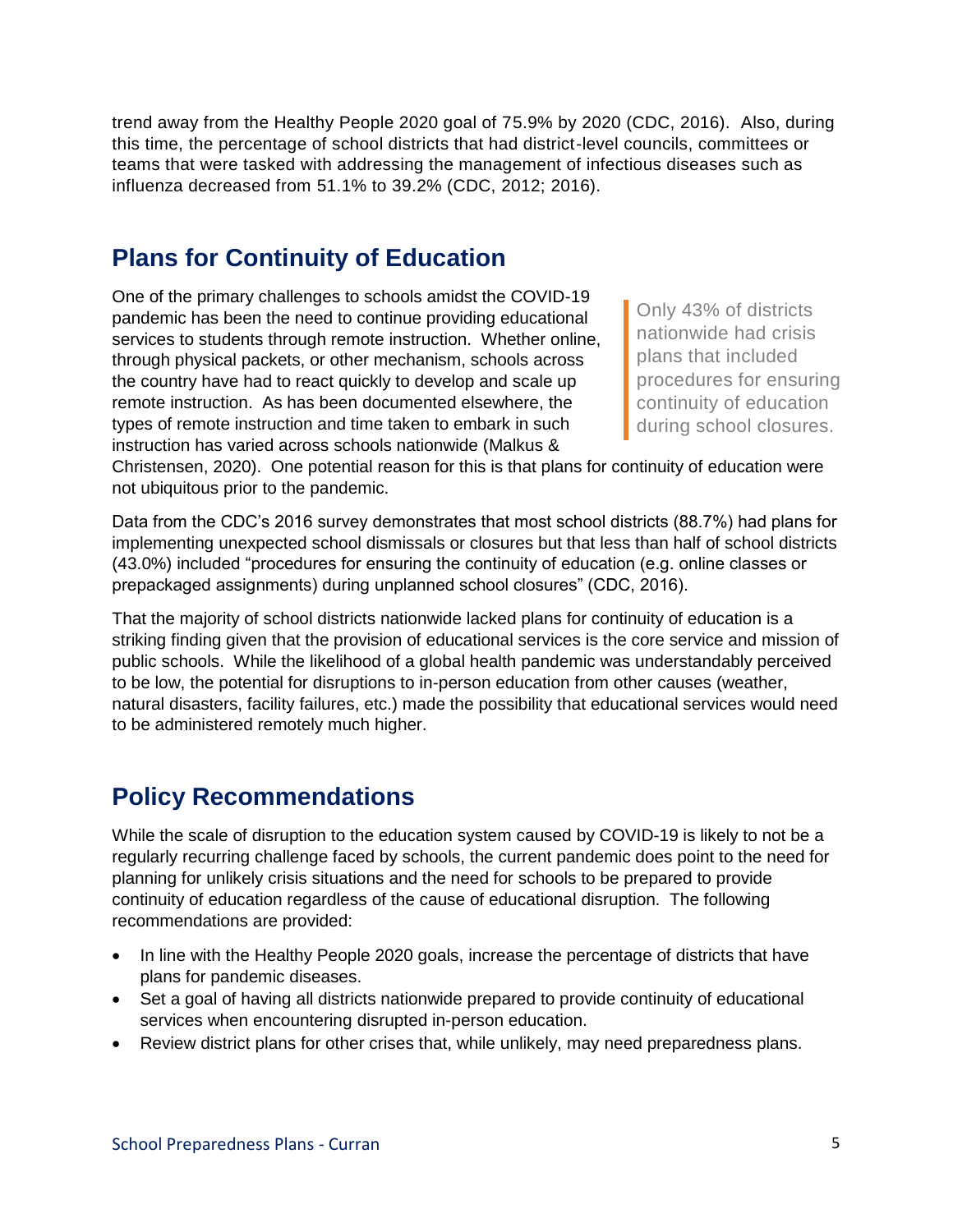trend away from the Healthy People 2020 goal of 75.9% by 2020 (CDC, 2016). Also, during this time, the percentage of school districts that had district-level councils, committees or teams that were tasked with addressing the management of infectious diseases such as influenza decreased from 51.1% to 39.2% (CDC, 2012; 2016).

## Plans for Continuity of Education

One of the primary challenges to schools amidst the COVID-19 pandemic has been the need to continue providing educational services to students through remote instruction. Whether online, through physical packets, or other mechanism, schools across the country have had to react quickly to develop and scale up remote instruction. As has been documented elsewhere, the types of remote instruction and time taken to embark in such instruction has varied across schools nationwide (Malkus & Christensen, 2020). One potential reason for this is that plans for continuity of education were not ubiquitous prior to the pandemic.

> Only 43% of districts nationwide had crisis plans that included procedures for ensuring continuity of education during school closures.

Data from the CDC's 2016 survey demonstrates that most school districts (88.7%) had plans for implementing unexpected school dismissals or closures but that less than half of school districts (43.0%) included "procedures for ensuring the continuity of education (e.g. online classes or prepackaged assignments) during unplanned school closures" (CDC, 2016).

That the majority of school districts nationwide lacked plans for continuity of education is a striking finding given that the provision of educational services is the core service and mission of public schools. While the likelihood of a global health pandemic was understandably perceived to be low, the potential for disruptions to in-person education from other causes (weather, natural disasters, facility failures, etc.) made the possibility that educational services would need to be administered remotely much higher.

## Policy Recommendations

While the scale of disruption to the education system caused by COVID-19 is likely to not be a regularly recurring challenge faced by schools, the current pandemic does point to the need for planning for unlikely crisis situations and the need for schools to be prepared to provide continuity of education regardless of the cause of educational disruption. The following recommendations are provided:

- In line with the Healthy People 2020 goals, increase the percentage of districts that have plans for pandemic diseases.
- Set a goal of having all districts nationwide prepared to provide continuity of educational services when encountering disrupted in-person education.
- Review district plans for other crises that, while unlikely, may need preparedness plans.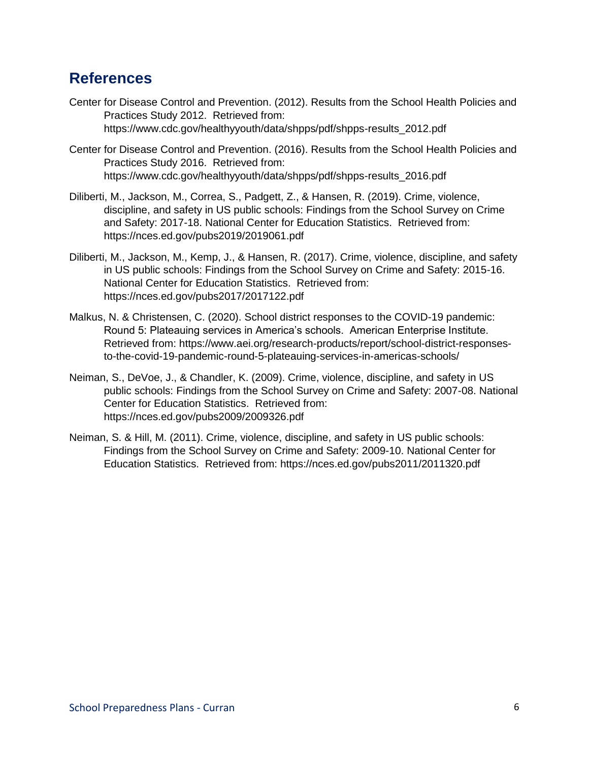## References

Center for Disease Control and Prevention. (2012). Results from the School Health Policies and Practices Study 2012. Retrieved from: https://www.cdc.gov/healthyyouth/data/shpps/pdf/shpps-results_2012.pdf

Center for Disease Control and Prevention. (2016). Results from the School Health Policies and Practices Study 2016. Retrieved from: https://www.cdc.gov/healthyyouth/data/shpps/pdf/shpps-results_2016.pdf

Diliberti, M., Jackson, M., Correa, S., Padgett, Z., & Hansen, R. (2019). Crime, violence, discipline, and safety in US public schools: Findings from the School Survey on Crime and Safety: 2017-18. National Center for Education Statistics. Retrieved from: https://nces.ed.gov/pubs2019/2019061.pdf

Diliberti, M., Jackson, M., Kemp, J., & Hansen, R. (2017). Crime, violence, discipline, and safety in US public schools: Findings from the School Survey on Crime and Safety: 2015-16. National Center for Education Statistics. Retrieved from: https://nces.ed.gov/pubs2017/2017122.pdf

Malkus, N. & Christensen, C. (2020). School district responses to the COVID-19 pandemic: Round 5: Plateauing services in America's schools. American Enterprise Institute. Retrieved from: https://www.aei.org/research-products/report/school-district-responses-to-the-covid-19-pandemic-round-5-plateauing-services-in-americas-schools/

Neiman, S., DeVoe, J., & Chandler, K. (2009). Crime, violence, discipline, and safety in US public schools: Findings from the School Survey on Crime and Safety: 2007-08. National Center for Education Statistics. Retrieved from: https://nces.ed.gov/pubs2009/2009326.pdf

Neiman, S. & Hill, M. (2011). Crime, violence, discipline, and safety in US public schools: Findings from the School Survey on Crime and Safety: 2009-10. National Center for Education Statistics. Retrieved from: https://nces.ed.gov/pubs2011/2011320.pdf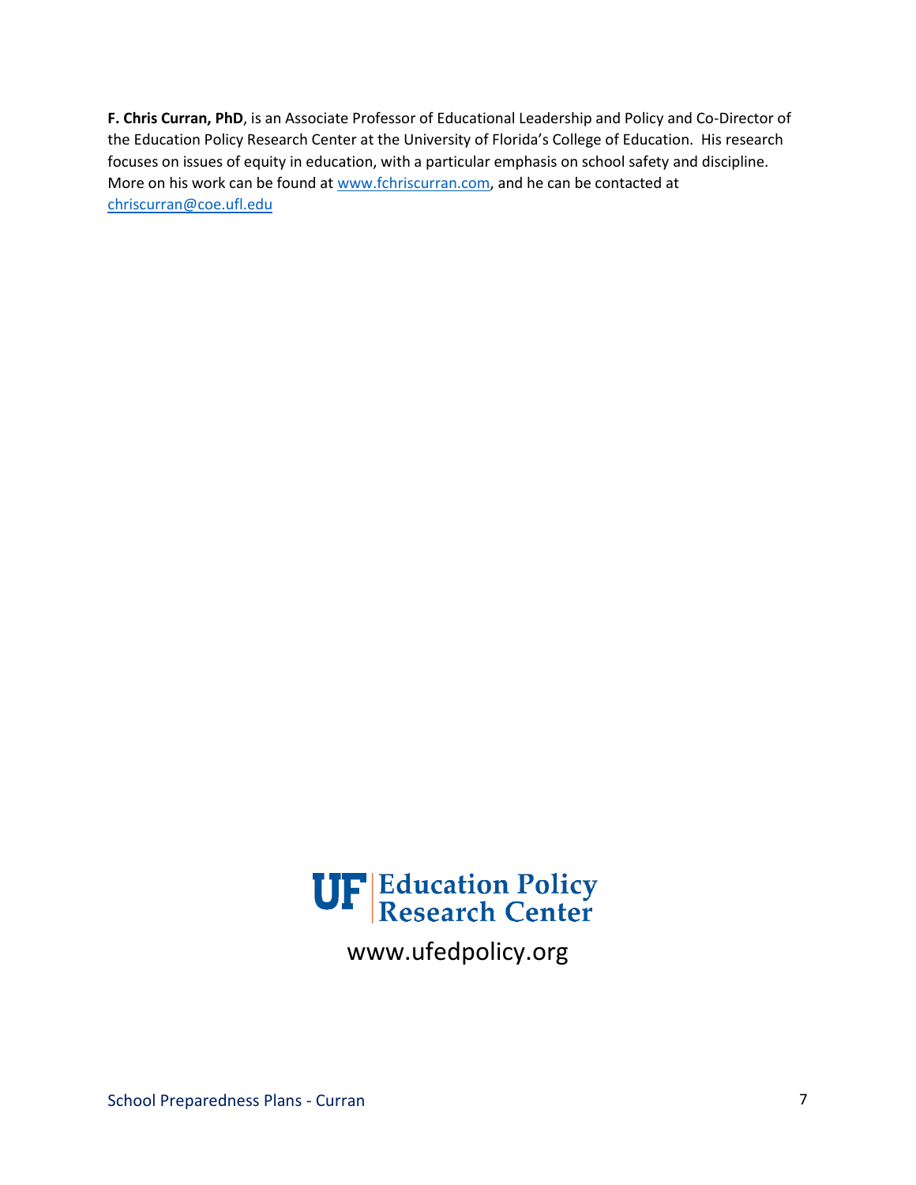**F. Chris Curran, PhD**, is an Associate Professor of Educational Leadership and Policy and Co-Director of the Education Policy Research Center at the University of Florida's College of Education. His research focuses on issues of equity in education, with a particular emphasis on school safety and discipline. More on his work can be found at www.fchriscurran.com, and he can be contacted at chriscurran@coe.ufl.edu

UF | Education Policy Research Center

www.ufedpolicy.org